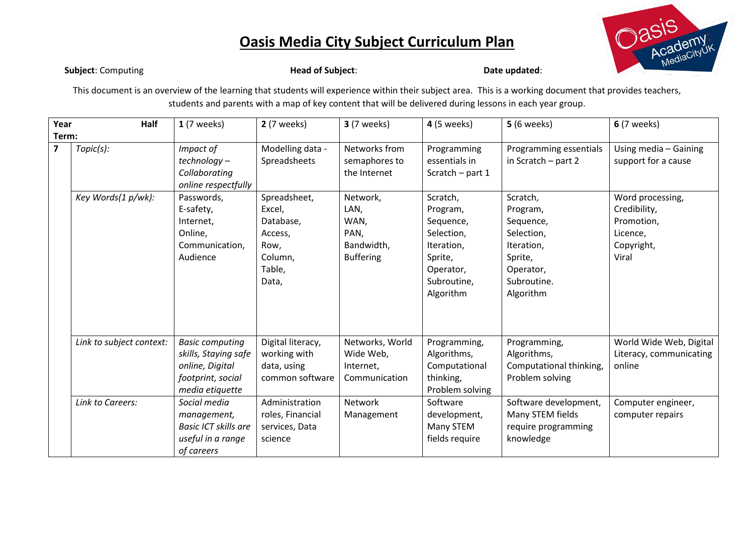# Oasis Media City Subject Curriculum Plan

**Subject**: Computing **Head of Subject**: **Date updated**:

This document is an overview of the learning that students will experience within their subject area. This is a working document that provides teachers, students and parents with a map of key content that will be delivered during lessons in each year group.

| **Year** | **Half Term:** | **1** (7 weeks) | **2** (7 weeks) | **3** (7 weeks) | **4** (5 weeks) | **5** (6 weeks) | **6** (7 weeks) |
|---|---|---|---|---|---|---|---|
| **7** | *Topic(s):* | *Impact of technology – Collaborating online respectfully* | Modelling data - Spreadsheets | Networks from semaphores to the Internet | Programming essentials in Scratch – part 1 | Programming essentials in Scratch – part 2 | Using media – Gaining support for a cause |
| | *Key Words(1 p/wk):* | Passwords, E-safety, Internet, Online, Communication, Audience | Spreadsheet, Excel, Database, Access, Row, Column, Table, Data, | Network, LAN, WAN, PAN, Bandwidth, Buffering | Scratch, Program, Sequence, Selection, Iteration, Sprite, Operator, Subroutine, Algorithm | Scratch, Program, Sequence, Selection, Iteration, Sprite, Operator, Subroutine. Algorithm | Word processing, Credibility, Promotion, Licence, Copyright, Viral |
| | *Link to subject context:* | *Basic computing skills, Staying safe online, Digital footprint, social media etiquette* | Digital literacy, working with data, using common software | Networks, World Wide Web, Internet, Communication | Programming, Algorithms, Computational thinking, Problem solving | Programming, Algorithms, Computational thinking, Problem solving | World Wide Web, Digital Literacy, communicating online |
| | *Link to Careers:* | *Social media management, Basic ICT skills are useful in a range of careers* | Administration roles, Financial services, Data science | Network Management | Software development, Many STEM fields require | Software development, Many STEM fields require programming knowledge | Computer engineer, computer repairs |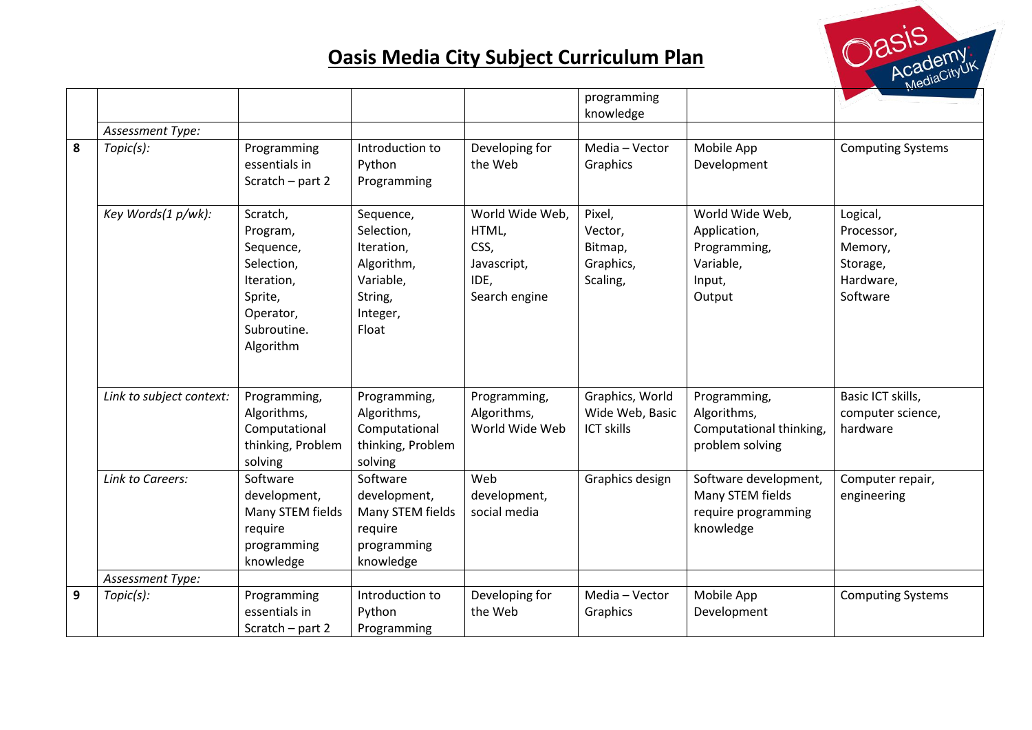# Oasis Media City Subject Curriculum Plan

| | | | | | | | |
|---|---|---|---|---|---|---|---|
| | | | | | programming knowledge | | |
| | *Assessment Type:* | | | | | | |
| **8** | *Topic(s):* | Programming essentials in Scratch – part 2 | Introduction to Python Programming | Developing for the Web | Media – Vector Graphics | Mobile App Development | Computing Systems |
| | *Key Words(1 p/wk):* | Scratch, Program, Sequence, Selection, Iteration, Sprite, Operator, Subroutine. Algorithm | Sequence, Selection, Iteration, Algorithm, Variable, String, Integer, Float | World Wide Web, HTML, CSS, Javascript, IDE, Search engine | Pixel, Vector, Bitmap, Graphics, Scaling, | World Wide Web, Application, Programming, Variable, Input, Output | Logical, Processor, Memory, Storage, Hardware, Software |
| | *Link to subject context:* | Programming, Algorithms, Computational thinking, Problem solving | Programming, Algorithms, Computational thinking, Problem solving | Programming, Algorithms, World Wide Web | Graphics, World Wide Web, Basic ICT skills | Programming, Algorithms, Computational thinking, problem solving | Basic ICT skills, computer science, hardware |
| | *Link to Careers:* | Software development, Many STEM fields require programming knowledge | Software development, Many STEM fields require programming knowledge | Web development, social media | Graphics design | Software development, Many STEM fields require programming knowledge | Computer repair, engineering |
| | *Assessment Type:* | | | | | | |
| **9** | *Topic(s):* | Programming essentials in Scratch – part 2 | Introduction to Python Programming | Developing for the Web | Media – Vector Graphics | Mobile App Development | Computing Systems |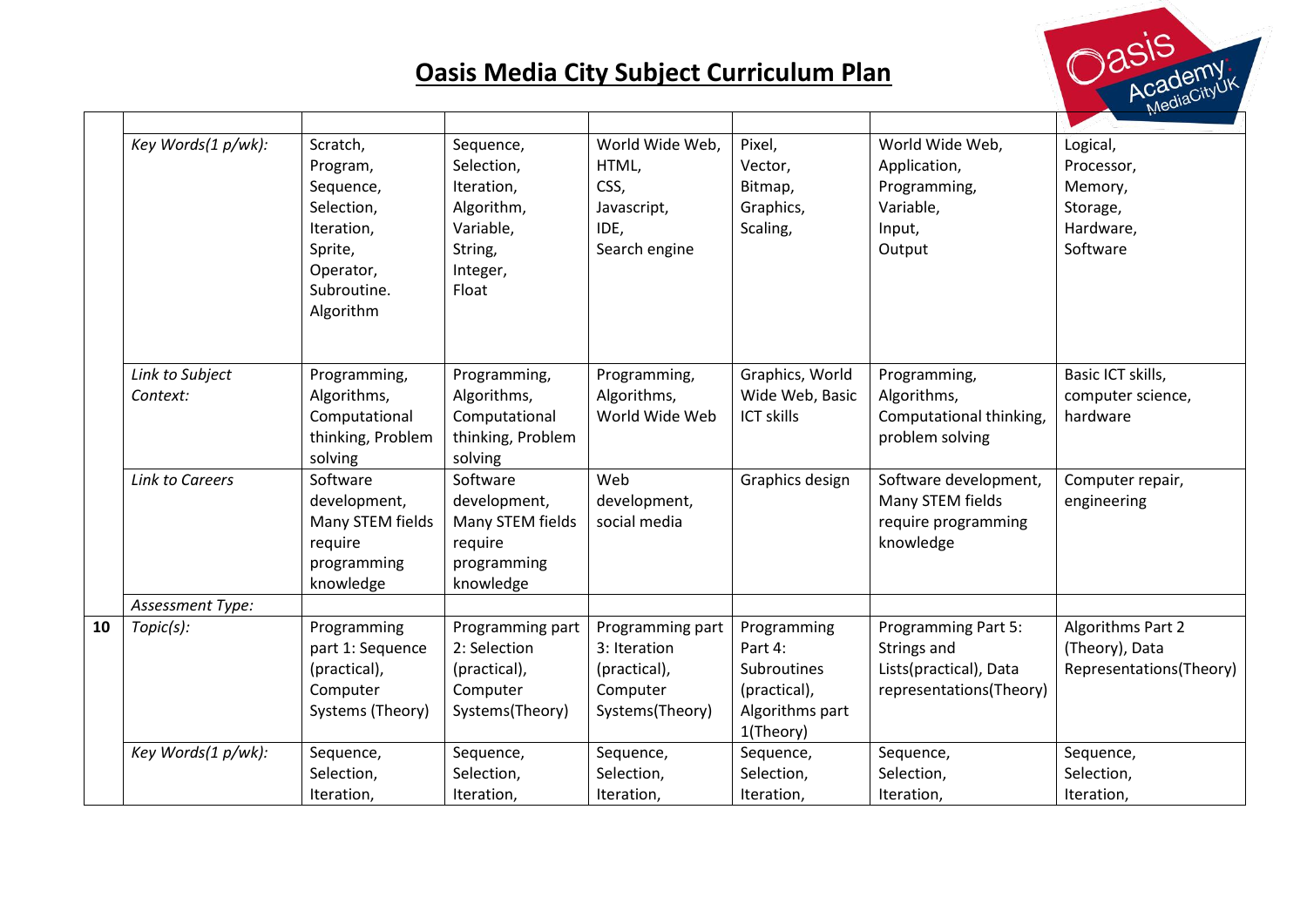# Oasis Media City Subject Curriculum Plan

| | | | | | | | |
|---|---|---|---|---|---|---|---|
| | *Key Words(1 p/wk):* | Scratch, Program, Sequence, Selection, Iteration, Sprite, Operator, Subroutine. Algorithm | Sequence, Selection, Iteration, Algorithm, Variable, String, Integer, Float | World Wide Web, HTML, CSS, Javascript, IDE, Search engine | Pixel, Vector, Bitmap, Graphics, Scaling, | World Wide Web, Application, Programming, Variable, Input, Output | Logical, Processor, Memory, Storage, Hardware, Software |
| | *Link to Subject Context:* | Programming, Algorithms, Computational thinking, Problem solving | Programming, Algorithms, Computational thinking, Problem solving | Programming, Algorithms, World Wide Web | Graphics, World Wide Web, Basic ICT skills | Programming, Algorithms, Computational thinking, problem solving | Basic ICT skills, computer science, hardware |
| | *Link to Careers* | Software development, Many STEM fields require programming knowledge | Software development, Many STEM fields require programming knowledge | Web development, social media | Graphics design | Software development, Many STEM fields require programming knowledge | Computer repair, engineering |
| | *Assessment Type:* | | | | | | |
| **10** | *Topic(s):* | Programming part 1: Sequence (practical), Computer Systems (Theory) | Programming part 2: Selection (practical), Computer Systems(Theory) | Programming part 3: Iteration (practical), Computer Systems(Theory) | Programming Part 4: Subroutines (practical), Algorithms part 1(Theory) | Programming Part 5: Strings and Lists(practical), Data representations(Theory) | Algorithms Part 2 (Theory), Data Representations(Theory) |
| | *Key Words(1 p/wk):* | Sequence, Selection, Iteration, | Sequence, Selection, Iteration, | Sequence, Selection, Iteration, | Sequence, Selection, Iteration, | Sequence, Selection, Iteration, | Sequence, Selection, Iteration, |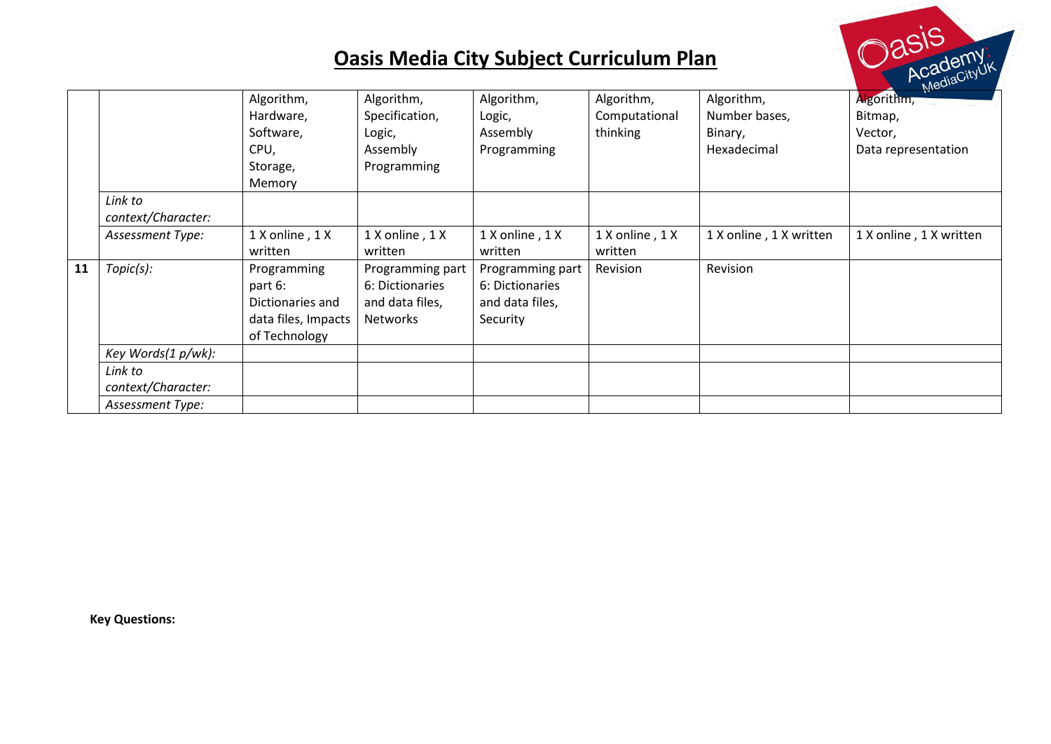# Oasis Media City Subject Curriculum Plan

| | | | | | | | |
|---|---|---|---|---|---|---|---|
| | | Algorithm, Hardware, Software, CPU, Storage, Memory | Algorithm, Specification, Logic, Assembly Programming | Algorithm, Logic, Assembly Programming | Algorithm, Computational thinking | Algorithm, Number bases, Binary, Hexadecimal | Algorithm, Bitmap, Vector, Data representation |
| | *Link to context/Character:* | | | | | | |
| | *Assessment Type:* | 1 X online , 1 X written | 1 X online , 1 X written | 1 X online , 1 X written | 1 X online , 1 X written | 1 X online , 1 X written | 1 X online , 1 X written |
| **11** | *Topic(s):* | Programming part 6: Dictionaries and data files, Impacts of Technology | Programming part 6: Dictionaries and data files, Networks | Programming part 6: Dictionaries and data files, Security | Revision | Revision | |
| | *Key Words(1 p/wk):* | | | | | | |
| | *Link to context/Character:* | | | | | | |
| | *Assessment Type:* | | | | | | |

**Key Questions:**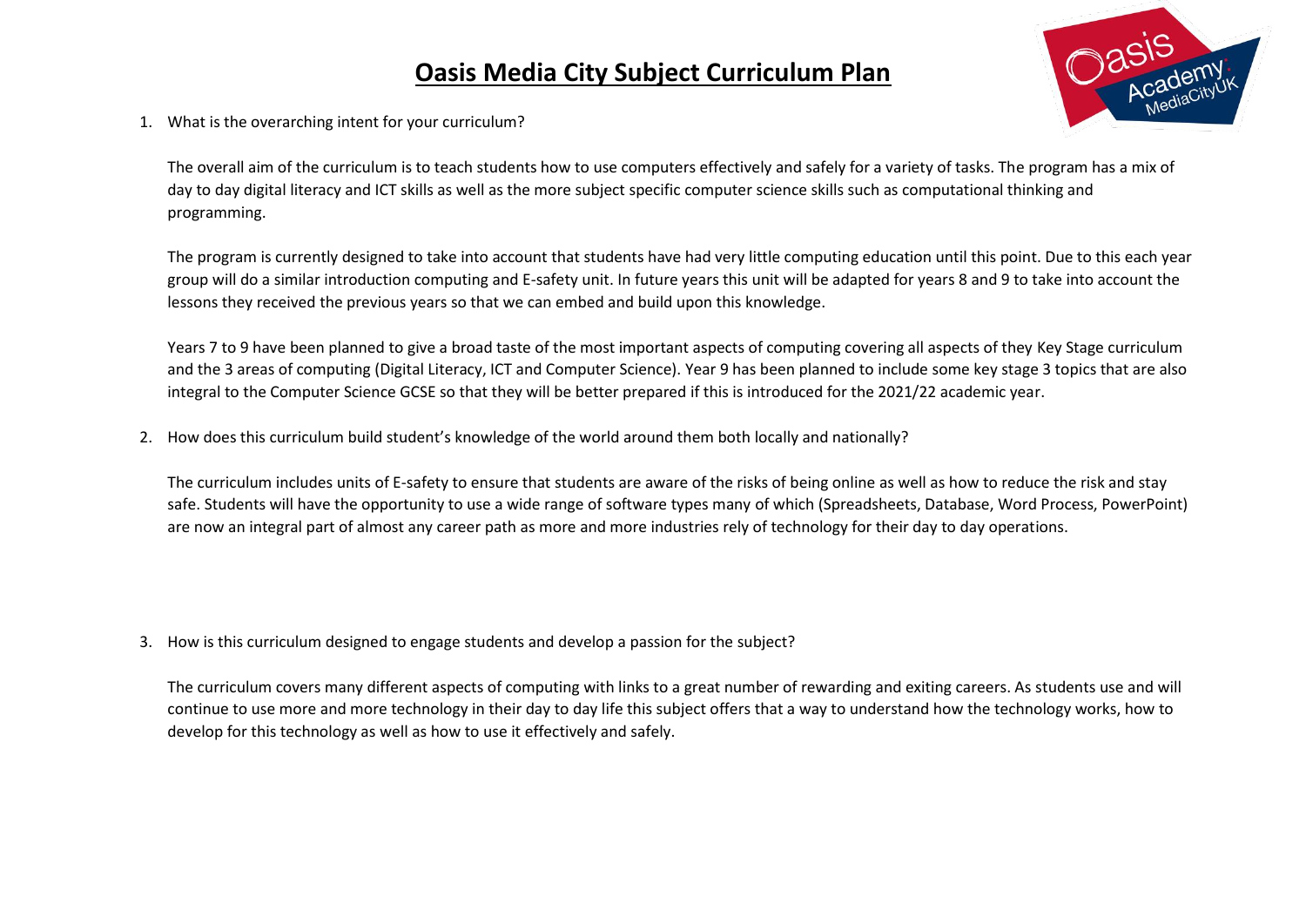# Oasis Media City Subject Curriculum Plan

1. What is the overarching intent for your curriculum?

   The overall aim of the curriculum is to teach students how to use computers effectively and safely for a variety of tasks. The program has a mix of day to day digital literacy and ICT skills as well as the more subject specific computer science skills such as computational thinking and programming.

   The program is currently designed to take into account that students have had very little computing education until this point. Due to this each year group will do a similar introduction computing and E-safety unit. In future years this unit will be adapted for years 8 and 9 to take into account the lessons they received the previous years so that we can embed and build upon this knowledge.

   Years 7 to 9 have been planned to give a broad taste of the most important aspects of computing covering all aspects of they Key Stage curriculum and the 3 areas of computing (Digital Literacy, ICT and Computer Science). Year 9 has been planned to include some key stage 3 topics that are also integral to the Computer Science GCSE so that they will be better prepared if this is introduced for the 2021/22 academic year.

2. How does this curriculum build student's knowledge of the world around them both locally and nationally?

   The curriculum includes units of E-safety to ensure that students are aware of the risks of being online as well as how to reduce the risk and stay safe. Students will have the opportunity to use a wide range of software types many of which (Spreadsheets, Database, Word Process, PowerPoint) are now an integral part of almost any career path as more and more industries rely of technology for their day to day operations.

3. How is this curriculum designed to engage students and develop a passion for the subject?

   The curriculum covers many different aspects of computing with links to a great number of rewarding and exiting careers. As students use and will continue to use more and more technology in their day to day life this subject offers that a way to understand how the technology works, how to develop for this technology as well as how to use it effectively and safely.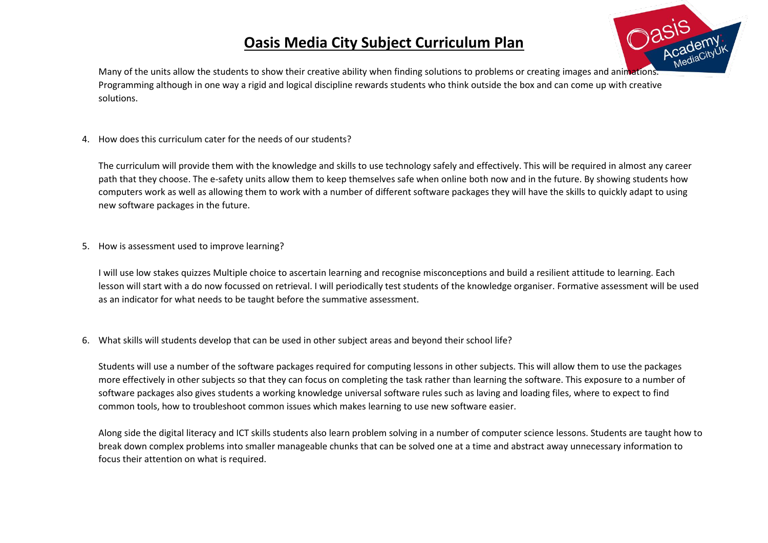# Oasis Media City Subject Curriculum Plan

Many of the units allow the students to show their creative ability when finding solutions to problems or creating images and animations. Programming although in one way a rigid and logical discipline rewards students who think outside the box and can come up with creative solutions.

4. How does this curriculum cater for the needs of our students?

   The curriculum will provide them with the knowledge and skills to use technology safely and effectively. This will be required in almost any career path that they choose. The e-safety units allow them to keep themselves safe when online both now and in the future. By showing students how computers work as well as allowing them to work with a number of different software packages they will have the skills to quickly adapt to using new software packages in the future.

5. How is assessment used to improve learning?

   I will use low stakes quizzes Multiple choice to ascertain learning and recognise misconceptions and build a resilient attitude to learning. Each lesson will start with a do now focussed on retrieval. I will periodically test students of the knowledge organiser. Formative assessment will be used as an indicator for what needs to be taught before the summative assessment.

6. What skills will students develop that can be used in other subject areas and beyond their school life?

   Students will use a number of the software packages required for computing lessons in other subjects. This will allow them to use the packages more effectively in other subjects so that they can focus on completing the task rather than learning the software. This exposure to a number of software packages also gives students a working knowledge universal software rules such as laving and loading files, where to expect to find common tools, how to troubleshoot common issues which makes learning to use new software easier.

   Along side the digital literacy and ICT skills students also learn problem solving in a number of computer science lessons. Students are taught how to break down complex problems into smaller manageable chunks that can be solved one at a time and abstract away unnecessary information to focus their attention on what is required.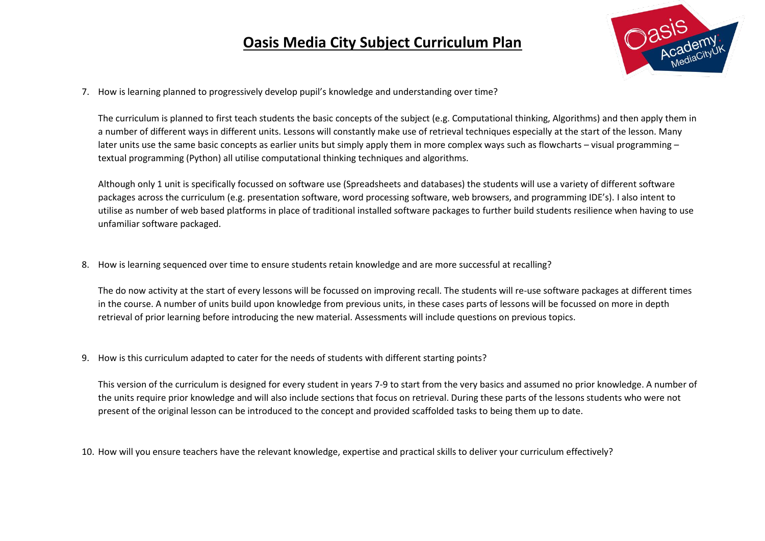# Oasis Media City Subject Curriculum Plan

7. How is learning planned to progressively develop pupil's knowledge and understanding over time?

   The curriculum is planned to first teach students the basic concepts of the subject (e.g. Computational thinking, Algorithms) and then apply them in a number of different ways in different units. Lessons will constantly make use of retrieval techniques especially at the start of the lesson. Many later units use the same basic concepts as earlier units but simply apply them in more complex ways such as flowcharts – visual programming – textual programming (Python) all utilise computational thinking techniques and algorithms.

   Although only 1 unit is specifically focussed on software use (Spreadsheets and databases) the students will use a variety of different software packages across the curriculum (e.g. presentation software, word processing software, web browsers, and programming IDE's). I also intent to utilise as number of web based platforms in place of traditional installed software packages to further build students resilience when having to use unfamiliar software packaged.

8. How is learning sequenced over time to ensure students retain knowledge and are more successful at recalling?

   The do now activity at the start of every lessons will be focussed on improving recall. The students will re-use software packages at different times in the course. A number of units build upon knowledge from previous units, in these cases parts of lessons will be focussed on more in depth retrieval of prior learning before introducing the new material. Assessments will include questions on previous topics.

9. How is this curriculum adapted to cater for the needs of students with different starting points?

   This version of the curriculum is designed for every student in years 7-9 to start from the very basics and assumed no prior knowledge. A number of the units require prior knowledge and will also include sections that focus on retrieval. During these parts of the lessons students who were not present of the original lesson can be introduced to the concept and provided scaffolded tasks to being them up to date.

10. How will you ensure teachers have the relevant knowledge, expertise and practical skills to deliver your curriculum effectively?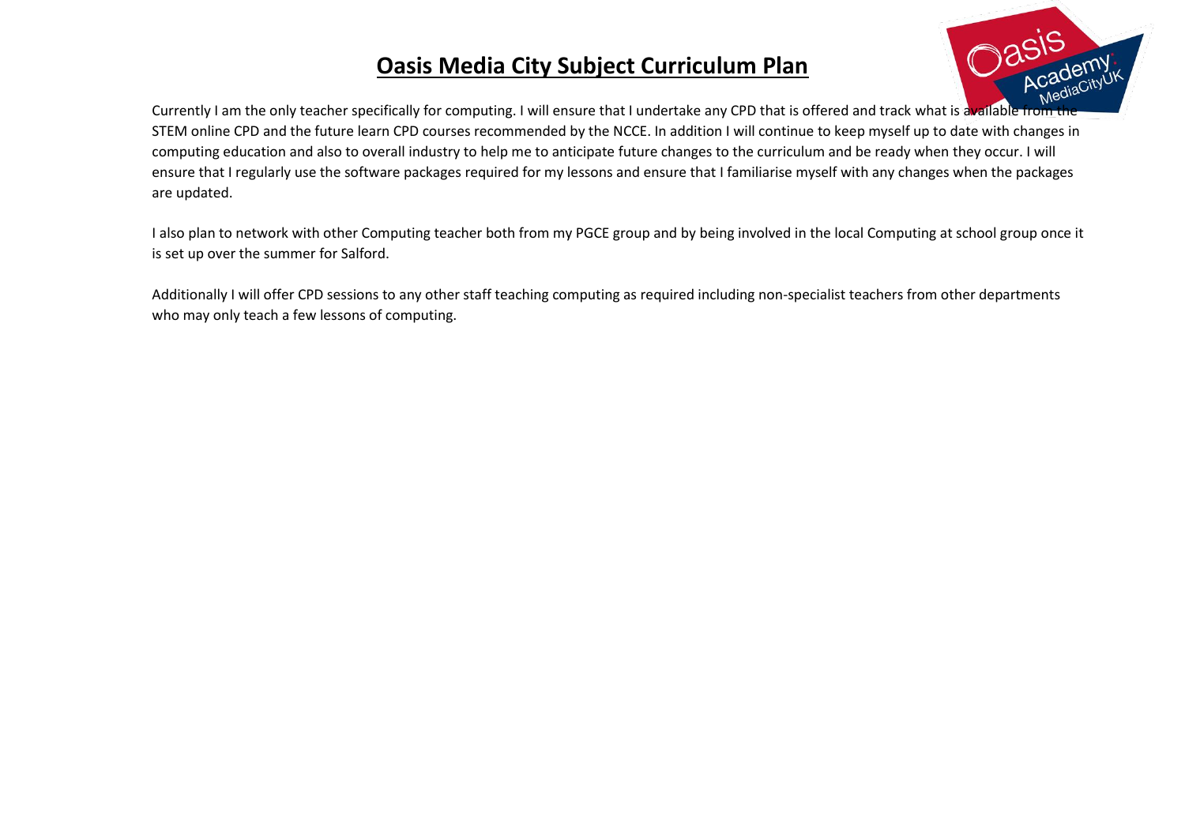# Oasis Media City Subject Curriculum Plan

Currently I am the only teacher specifically for computing. I will ensure that I undertake any CPD that is offered and track what is available from the STEM online CPD and the future learn CPD courses recommended by the NCCE. In addition I will continue to keep myself up to date with changes in computing education and also to overall industry to help me to anticipate future changes to the curriculum and be ready when they occur. I will ensure that I regularly use the software packages required for my lessons and ensure that I familiarise myself with any changes when the packages are updated.

I also plan to network with other Computing teacher both from my PGCE group and by being involved in the local Computing at school group once it is set up over the summer for Salford.

Additionally I will offer CPD sessions to any other staff teaching computing as required including non-specialist teachers from other departments who may only teach a few lessons of computing.